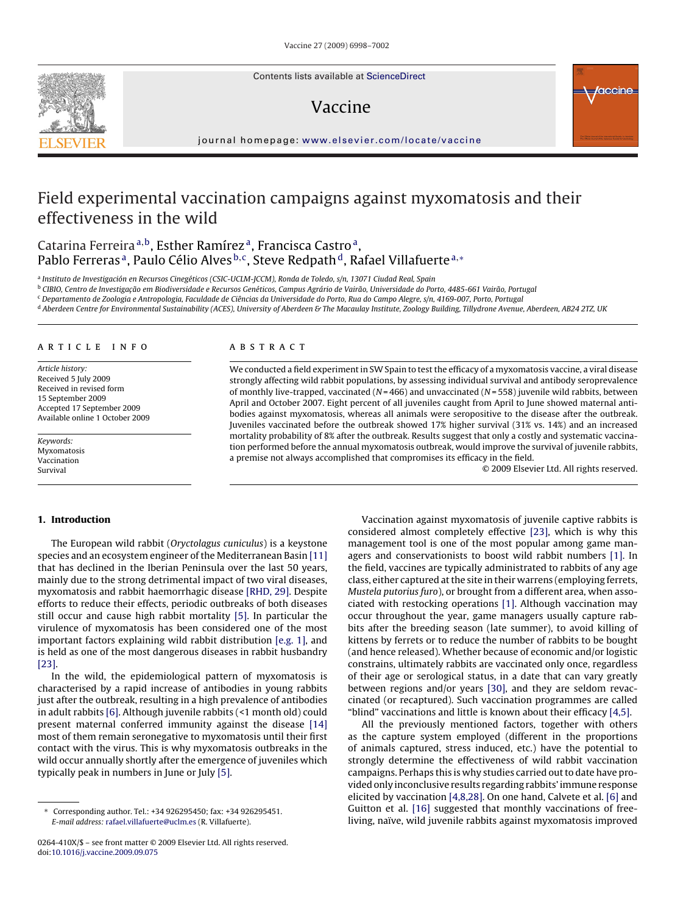# Field experimental vaccination campaigns against myxomatosis and their effectiveness in the wild

Catarina Ferreira[a,b], Esther Ramírez[a], Francisca Castro[a], Pablo Ferreras[a], Paulo Célio Alves[b,c], Steve Redpath[d], Rafael Villafuerte[a,*]

[a] Instituto de Investigación en Recursos Cinegéticos (CSIC-UCLM-JCCM), Ronda de Toledo, s/n, 13071 Ciudad Real, Spain

[b] CIBIO, Centro de Investigação em Biodiversidade e Recursos Genéticos, Campus Agrário de Vairão, Universidade do Porto, 4485-661 Vairão, Portugal

[c] Departamento de Zoologia e Antropologia, Faculdade de Ciências da Universidade do Porto, Rua do Campo Alegre, s/n, 4169-007, Porto, Portugal

[d] Aberdeen Centre for Environmental Sustainability (ACES), University of Aberdeen & The Macaulay Institute, Zoology Building, Tillydrone Avenue, Aberdeen, AB24 2TZ, UK

## ARTICLE INFO

*Article history:*
Received 5 July 2009
Received in revised form 15 September 2009
Accepted 17 September 2009
Available online 1 October 2009

*Keywords:*
Myxomatosis
Vaccination
Survival

## ABSTRACT

We conducted a field experiment in SW Spain to test the efficacy of a myxomatosis vaccine, a viral disease strongly affecting wild rabbit populations, by assessing individual survival and antibody seroprevalence of monthly live-trapped, vaccinated ($N = 466$) and unvaccinated ($N = 558$) juvenile wild rabbits, between April and October 2007. Eight percent of all juveniles caught from April to June showed maternal antibodies against myxomatosis, whereas all animals were seropositive to the disease after the outbreak. Juveniles vaccinated before the outbreak showed 17% higher survival (31% vs. 14%) and an increased mortality probability of 8% after the outbreak. Results suggest that only a costly and systematic vaccination performed before the annual myxomatosis outbreak, would improve the survival of juvenile rabbits, a premise not always accomplished that compromises its efficacy in the field.

© 2009 Elsevier Ltd. All rights reserved.

## 1. Introduction

The European wild rabbit (*Oryctolagus cuniculus*) is a keystone species and an ecosystem engineer of the Mediterranean Basin [11] that has declined in the Iberian Peninsula over the last 50 years, mainly due to the strong detrimental impact of two viral diseases, myxomatosis and rabbit haemorrhagic disease [RHD, 29]. Despite efforts to reduce their effects, periodic outbreaks of both diseases still occur and cause high rabbit mortality [5]. In particular the virulence of myxomatosis has been considered one of the most important factors explaining wild rabbit distribution [e.g. 1], and is held as one of the most dangerous diseases in rabbit husbandry [23].

In the wild, the epidemiological pattern of myxomatosis is characterised by a rapid increase of antibodies in young rabbits just after the outbreak, resulting in a high prevalence of antibodies in adult rabbits [6]. Although juvenile rabbits (<1 month old) could present maternal conferred immunity against the disease [14] most of them remain seronegative to myxomatosis until their first contact with the virus. This is why myxomatosis outbreaks in the wild occur annually shortly after the emergence of juveniles which typically peak in numbers in June or July [5].

Vaccination against myxomatosis of juvenile captive rabbits is considered almost completely effective [23], which is why this management tool is one of the most popular among game managers and conservationists to boost wild rabbit numbers [1]. In the field, vaccines are typically administrated to rabbits of any age class, either captured at the site in their warrens (employing ferrets, *Mustela putorius furo*), or brought from a different area, when associated with restocking operations [1]. Although vaccination may occur throughout the year, game managers usually capture rabbits after the breeding season (late summer), to avoid killing of kittens by ferrets or to reduce the number of rabbits to be bought (and hence released). Whether because of economic and/or logistic constrains, ultimately rabbits are vaccinated only once, regardless of their age or serological status, in a date that can vary greatly between regions and/or years [30], and they are seldom revaccinated (or recaptured). Such vaccination programmes are called "blind" vaccinations and little is known about their efficacy [4,5].

All the previously mentioned factors, together with others as the capture system employed (different in the proportions of animals captured, stress induced, etc.) have the potential to strongly determine the effectiveness of wild rabbit vaccination campaigns. Perhaps this is why studies carried out to date have provided only inconclusive results regarding rabbits' immune response elicited by vaccination [4,8,28]. On one hand, Calvete et al. [6] and Guitton et al. [16] suggested that monthly vaccinations of free-living, naïve, wild juvenile rabbits against myxomatosis improved

\* Corresponding author. Tel.: +34 926295450; fax: +34 926295451.
*E-mail address:* rafael.villafuerte@uclm.es (R. Villafuerte).

0264-410X/$ – see front matter © 2009 Elsevier Ltd. All rights reserved.
doi:10.1016/j.vaccine.2009.09.075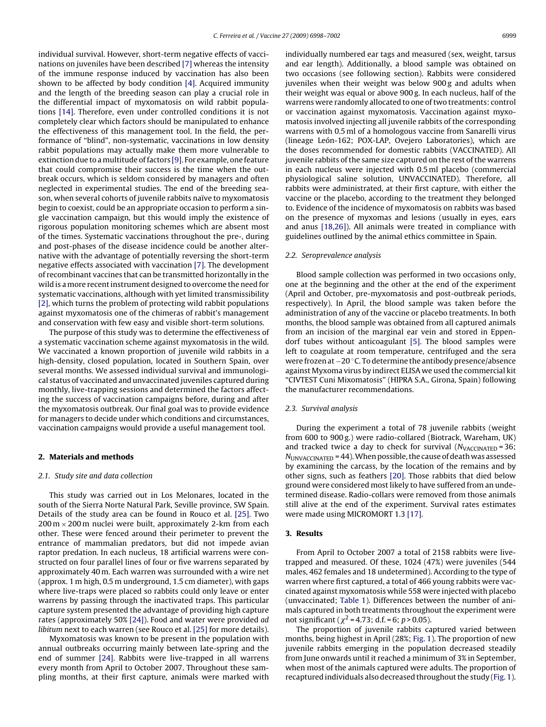individual survival. However, short-term negative effects of vaccinations on juveniles have been described [7] whereas the intensity of the immune response induced by vaccination has also been shown to be affected by body condition [4]. Acquired immunity and the length of the breeding season can play a crucial role in the differential impact of myxomatosis on wild rabbit populations [14]. Therefore, even under controlled conditions it is not completely clear which factors should be manipulated to enhance the effectiveness of this management tool. In the field, the performance of "blind", non-systematic, vaccinations in low density rabbit populations may actually make them more vulnerable to extinction due to a multitude of factors [9]. For example, one feature that could compromise their success is the time when the outbreak occurs, which is seldom considered by managers and often neglected in experimental studies. The end of the breeding season, when several cohorts of juvenile rabbits naïve to myxomatosis begin to coexist, could be an appropriate occasion to perform a single vaccination campaign, but this would imply the existence of rigorous population monitoring schemes which are absent most of the times. Systematic vaccinations throughout the pre-, during and post-phases of the disease incidence could be another alternative with the advantage of potentially reversing the short-term negative effects associated with vaccination [7]. The development of recombinant vaccines that can be transmitted horizontally in the wild is a more recent instrument designed to overcome the need for systematic vaccinations, although with yet limited transmissibility [2], which turns the problem of protecting wild rabbit populations against myxomatosis one of the chimeras of rabbit's management and conservation with few easy and visible short-term solutions.

The purpose of this study was to determine the effectiveness of a systematic vaccination scheme against myxomatosis in the wild. We vaccinated a known proportion of juvenile wild rabbits in a high-density, closed population, located in Southern Spain, over several months. We assessed individual survival and immunological status of vaccinated and unvaccinated juveniles captured during monthly, live-trapping sessions and determined the factors affecting the success of vaccination campaigns before, during and after the myxomatosis outbreak. Our final goal was to provide evidence for managers to decide under which conditions and circumstances, vaccination campaigns would provide a useful management tool.

## 2. Materials and methods

### 2.1. Study site and data collection

This study was carried out in Los Melonares, located in the south of the Sierra Norte Natural Park, Seville province, SW Spain. Details of the study area can be found in Rouco et al. [25]. Two 200 m × 200 m nuclei were built, approximately 2-km from each other. These were fenced around their perimeter to prevent the entrance of mammalian predators, but did not impede avian raptor predation. In each nucleus, 18 artificial warrens were constructed on four parallel lines of four or five warrens separated by approximately 40 m. Each warren was surrounded with a wire net (approx. 1 m high, 0.5 m underground, 1.5 cm diameter), with gaps where live-traps were placed so rabbits could only leave or enter warrens by passing through the inactivated traps. This particular capture system presented the advantage of providing high capture rates (approximately 50% [24]). Food and water were provided *ad libitum* next to each warren (see Rouco et al. [25] for more details).

Myxomatosis was known to be present in the population with annual outbreaks occurring mainly between late-spring and the end of summer [24]. Rabbits were live-trapped in all warrens every month from April to October 2007. Throughout these sampling months, at their first capture, animals were marked with individually numbered ear tags and measured (sex, weight, tarsus and ear length). Additionally, a blood sample was obtained on two occasions (see following section). Rabbits were considered juveniles when their weight was below 900 g and adults when their weight was equal or above 900 g. In each nucleus, half of the warrens were randomly allocated to one of two treatments: control or vaccination against myxomatosis. Vaccination against myxomatosis involved injecting all juvenile rabbits of the corresponding warrens with 0.5 ml of a homologous vaccine from Sanarelli virus (lineage León-162; POX-LAP, Ovejero Laboratories), which are the doses recommended for domestic rabbits (VACCINATED). All juvenile rabbits of the same size captured on the rest of the warrens in each nucleus were injected with 0.5 ml placebo (commercial physiological saline solution, UNVACCINATED). Therefore, all rabbits were administrated, at their first capture, with either the vaccine or the placebo, according to the treatment they belonged to. Evidence of the incidence of myxomatosis on rabbits was based on the presence of myxomas and lesions (usually in eyes, ears and anus [18,26]). All animals were treated in compliance with guidelines outlined by the animal ethics committee in Spain.

### 2.2. Seroprevalence analysis

Blood sample collection was performed in two occasions only, one at the beginning and the other at the end of the experiment (April and October, pre-myxomatosis and post-outbreak periods, respectively). In April, the blood sample was taken before the administration of any of the vaccine or placebo treatments. In both months, the blood sample was obtained from all captured animals from an incision of the marginal ear vein and stored in Eppendorf tubes without anticoagulant [5]. The blood samples were left to coagulate at room temperature, centrifuged and the sera were frozen at −20 °C. To determine the antibody presence/absence against Myxoma virus by indirect ELISA we used the commercial kit "CIVTEST Cuni Mixomatosis" (HIPRA S.A., Girona, Spain) following the manufacturer recommendations.

### 2.3. Survival analysis

During the experiment a total of 78 juvenile rabbits (weight from 600 to 900 g.) were radio-collared (Biotrack, Wareham, UK) and tracked twice a day to check for survival ($N_{VACCINATED} = 36$; $N_{UNVACCINATED} = 44$). When possible, the cause of death was assessed by examining the carcass, by the location of the remains and by other signs, such as feathers [20]. Those rabbits that died below ground were considered most likely to have suffered from an undetermined disease. Radio-collars were removed from those animals still alive at the end of the experiment. Survival rates estimates were made using MICROMORT 1.3 [17].

## 3. Results

From April to October 2007 a total of 2158 rabbits were live-trapped and measured. Of these, 1024 (47%) were juveniles (544 males, 462 females and 18 undetermined). According to the type of warren where first captured, a total of 466 young rabbits were vaccinated against myxomatosis while 558 were injected with placebo (unvaccinated; Table 1). Differences between the number of animals captured in both treatments throughout the experiment were not significant ($\chi^2 = 4.73$; d.f. = 6; $p > 0.05$).

The proportion of juvenile rabbits captured varied between months, being highest in April (28%; Fig. 1). The proportion of new juvenile rabbits emerging in the population decreased steadily from June onwards until it reached a minimum of 3% in September, when most of the animals captured were adults. The proportion of recaptured individuals also decreased throughout the study (Fig. 1).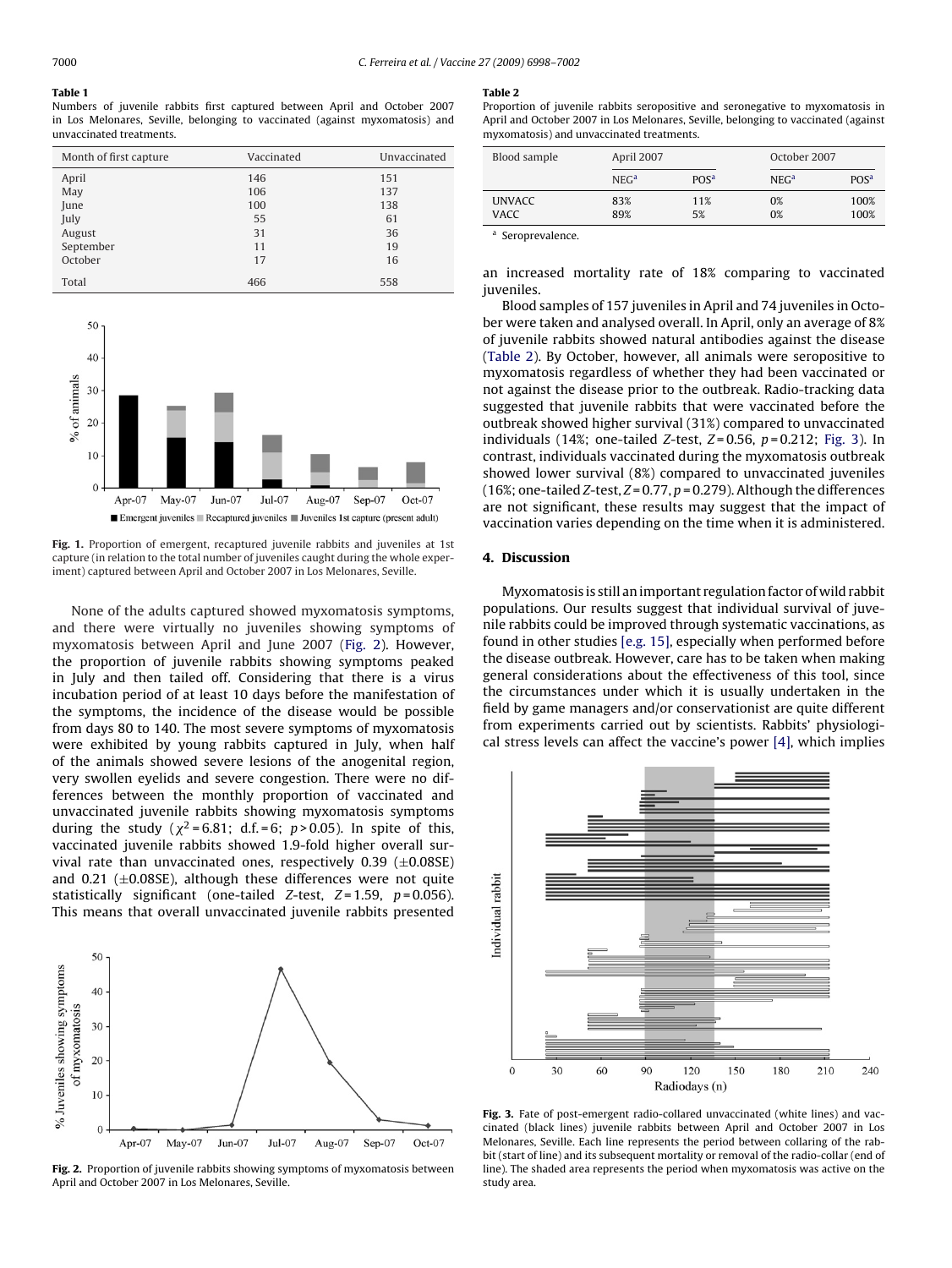**Table 1**
Numbers of juvenile rabbits first captured between April and October 2007 in Los Melonares, Seville, belonging to vaccinated (against myxomatosis) and unvaccinated treatments.

| Month of first capture | Vaccinated | Unvaccinated |
|---|---|---|
| April | 146 | 151 |
| May | 106 | 137 |
| June | 100 | 138 |
| July | 55 | 61 |
| August | 31 | 36 |
| September | 11 | 19 |
| October | 17 | 16 |
| Total | 466 | 558 |

Fig. 1. Proportion of emergent, recaptured juvenile rabbits and juveniles at 1st capture (in relation to the total number of juveniles caught during the whole experiment) captured between April and October 2007 in Los Melonares, Seville.

None of the adults captured showed myxomatosis symptoms, and there were virtually no juveniles showing symptoms of myxomatosis between April and June 2007 (Fig. 2). However, the proportion of juvenile rabbits showing symptoms peaked in July and then tailed off. Considering that there is a virus incubation period of at least 10 days before the manifestation of the symptoms, the incidence of the disease would be possible from days 80 to 140. The most severe symptoms of myxomatosis were exhibited by young rabbits captured in July, when half of the animals showed severe lesions of the anogenital region, very swollen eyelids and severe congestion. There were no differences between the monthly proportion of vaccinated and unvaccinated juvenile rabbits showing myxomatosis symptoms during the study ($\chi^2 = 6.81$; d.f. = 6; $p > 0.05$). In spite of this, vaccinated juvenile rabbits showed 1.9-fold higher overall survival rate than unvaccinated ones, respectively 0.39 (±0.08SE) and 0.21 (±0.08SE), although these differences were not quite statistically significant (one-tailed Z-test, $Z = 1.59$, $p = 0.056$). This means that overall unvaccinated juvenile rabbits presented an increased mortality rate of 18% comparing to vaccinated juveniles.

Fig. 2. Proportion of juvenile rabbits showing symptoms of myxomatosis between April and October 2007 in Los Melonares, Seville.

**Table 2**
Proportion of juvenile rabbits seropositive and seronegative to myxomatosis in April and October 2007 in Los Melonares, Seville, belonging to vaccinated (against myxomatosis) and unvaccinated treatments.

| Blood sample | April 2007 | | October 2007 | |
|---|---|---|---|---|
| | NEG[a] | POS[a] | NEG[a] | POS[a] |
| UNVACC | 83% | 11% | 0% | 100% |
| VACC | 89% | 5% | 0% | 100% |

[a] Seroprevalence.

Blood samples of 157 juveniles in April and 74 juveniles in October were taken and analysed overall. In April, only an average of 8% of juvenile rabbits showed natural antibodies against the disease (Table 2). By October, however, all animals were seropositive to myxomatosis regardless of whether they had been vaccinated or not against the disease prior to the outbreak. Radio-tracking data suggested that juvenile rabbits that were vaccinated before the outbreak showed higher survival (31%) compared to unvaccinated individuals (14%; one-tailed Z-test, $Z = 0.56$, $p = 0.212$; Fig. 3). In contrast, individuals vaccinated during the myxomatosis outbreak showed lower survival (8%) compared to unvaccinated juveniles (16%; one-tailed Z-test, $Z = 0.77$, $p = 0.279$). Although the differences are not significant, these results may suggest that the impact of vaccination varies depending on the time when it is administered.

## 4. Discussion

Myxomatosis is still an important regulation factor of wild rabbit populations. Our results suggest that individual survival of juvenile rabbits could be improved through systematic vaccinations, as found in other studies [e.g. 15], especially when performed before the disease outbreak. However, care has to be taken when making general considerations about the effectiveness of this tool, since the circumstances under which it is usually undertaken in the field by game managers and/or conservationist are quite different from experiments carried out by scientists. Rabbits' physiological stress levels can affect the vaccine's power [4], which implies

Fig. 3. Fate of post-emergent radio-collared unvaccinated (white lines) and vaccinated (black lines) juvenile rabbits between April and October 2007 in Los Melonares, Seville. Each line represents the period between collaring of the rabbit (start of line) and its subsequent mortality or removal of the radio-collar (end of line). The shaded area represents the period when myxomatosis was active on the study area.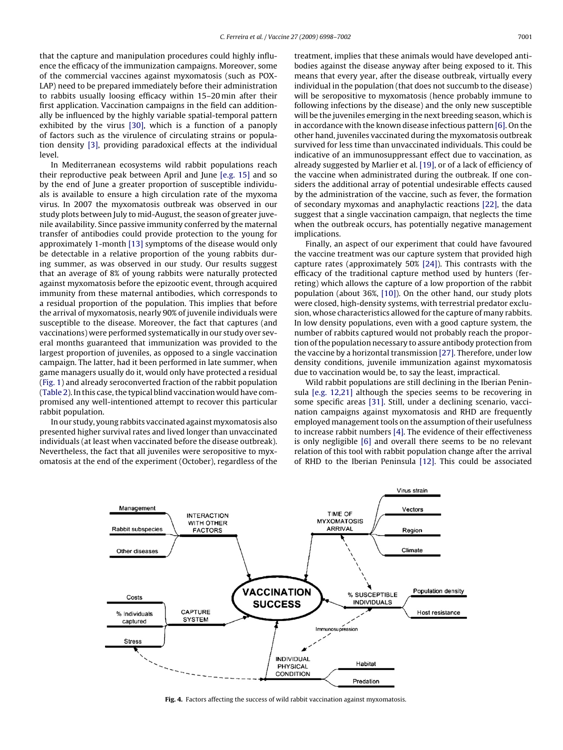that the capture and manipulation procedures could highly influence the efficacy of the immunization campaigns. Moreover, some of the commercial vaccines against myxomatosis (such as POX-LAP) need to be prepared immediately before their administration to rabbits usually loosing efficacy within 15–20 min after their first application. Vaccination campaigns in the field can additionally be influenced by the highly variable spatial-temporal pattern exhibited by the virus [30], which is a function of a panoply of factors such as the virulence of circulating strains or population density [3], providing paradoxical effects at the individual level.

In Mediterranean ecosystems wild rabbit populations reach their reproductive peak between April and June [e.g. 15] and so by the end of June a greater proportion of susceptible individuals is available to ensure a high circulation rate of the myxoma virus. In 2007 the myxomatosis outbreak was observed in our study plots between July to mid-August, the season of greater juvenile availability. Since passive immunity conferred by the maternal transfer of antibodies could provide protection to the young for approximately 1-month [13] symptoms of the disease would only be detectable in a relative proportion of the young rabbits during summer, as was observed in our study. Our results suggest that an average of 8% of young rabbits were naturally protected against myxomatosis before the epizootic event, through acquired immunity from these maternal antibodies, which corresponds to a residual proportion of the population. This implies that before the arrival of myxomatosis, nearly 90% of juvenile individuals were susceptible to the disease. Moreover, the fact that captures (and vaccinations) were performed systematically in our study over several months guaranteed that immunization was provided to the largest proportion of juveniles, as opposed to a single vaccination campaign. The latter, had it been performed in late summer, when game managers usually do it, would only have protected a residual (Fig. 1) and already seroconverted fraction of the rabbit population (Table 2). In this case, the typical blind vaccination would have compromised any well-intentioned attempt to recover this particular rabbit population.

In our study, young rabbits vaccinated against myxomatosis also presented higher survival rates and lived longer than unvaccinated individuals (at least when vaccinated before the disease outbreak). Nevertheless, the fact that all juveniles were seropositive to myxomatosis at the end of the experiment (October), regardless of the treatment, implies that these animals would have developed antibodies against the disease anyway after being exposed to it. This means that every year, after the disease outbreak, virtually every individual in the population (that does not succumb to the disease) will be seropositive to myxomatosis (hence probably immune to following infections by the disease) and the only new susceptible will be the juveniles emerging in the next breeding season, which is in accordance with the known disease infectious pattern [6]. On the other hand, juveniles vaccinated during the myxomatosis outbreak survived for less time than unvaccinated individuals. This could be indicative of an immunosuppressant effect due to vaccination, as already suggested by Marlier et al. [19], or of a lack of efficiency of the vaccine when administrated during the outbreak. If one considers the additional array of potential undesirable effects caused by the administration of the vaccine, such as fever, the formation of secondary myxomas and anaphylactic reactions [22], the data suggest that a single vaccination campaign, that neglects the time when the outbreak occurs, has potentially negative management implications.

Finally, an aspect of our experiment that could have favoured the vaccine treatment was our capture system that provided high capture rates (approximately 50% [24]). This contrasts with the efficacy of the traditional capture method used by hunters (ferreting) which allows the capture of a low proportion of the rabbit population (about 36%, [10]). On the other hand, our study plots were closed, high-density systems, with terrestrial predator exclusion, whose characteristics allowed for the capture of many rabbits. In low density populations, even with a good capture system, the number of rabbits captured would not probably reach the proportion of the population necessary to assure antibody protection from the vaccine by a horizontal transmission [27]. Therefore, under low density conditions, juvenile immunization against myxomatosis due to vaccination would be, to say the least, impractical.

Wild rabbit populations are still declining in the Iberian Peninsula [e.g. 12,21] although the species seems to be recovering in some specific areas [31]. Still, under a declining scenario, vaccination campaigns against myxomatosis and RHD are frequently employed management tools on the assumption of their usefulness to increase rabbit numbers [4]. The evidence of their effectiveness is only negligible [6] and overall there seems to be no relevant relation of this tool with rabbit population change after the arrival of RHD to the Iberian Peninsula [12]. This could be associated

**Fig. 4.** Factors affecting the success of wild rabbit vaccination against myxomatosis.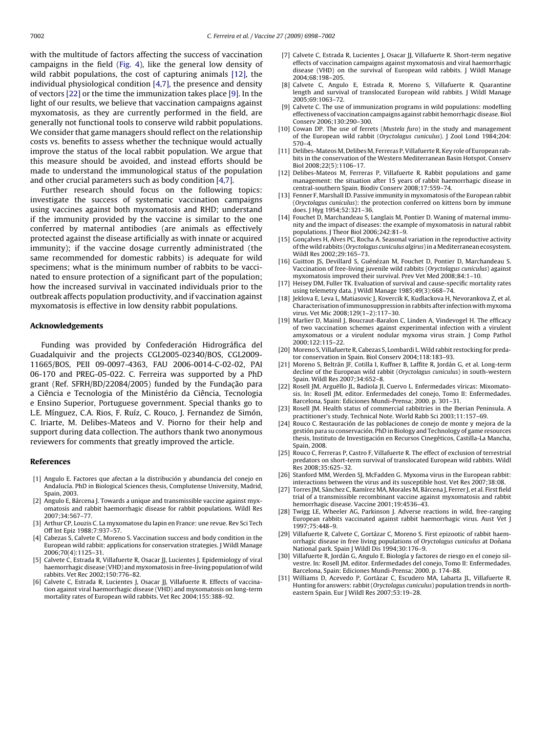with the multitude of factors affecting the success of vaccination campaigns in the field (Fig. 4), like the general low density of wild rabbit populations, the cost of capturing animals [12], the individual physiological condition [4,7], the presence and density of vectors [22] or the time the immunization takes place [9]. In the light of our results, we believe that vaccination campaigns against myxomatosis, as they are currently performed in the field, are generally not functional tools to conserve wild rabbit populations. We consider that game managers should reflect on the relationship costs vs. benefits to assess whether the technique would actually improve the status of the local rabbit population. We argue that this measure should be avoided, and instead efforts should be made to understand the immunological status of the population and other crucial parameters such as body condition [4,7].

Further research should focus on the following topics: investigate the success of systematic vaccination campaigns using vaccines against both myxomatosis and RHD; understand if the immunity provided by the vaccine is similar to the one conferred by maternal antibodies (are animals as effectively protected against the disease artificially as with innate or acquired immunity); if the vaccine dosage currently administrated (the same recommended for domestic rabbits) is adequate for wild specimens; what is the minimum number of rabbits to be vaccinated to ensure protection of a significant part of the population; how the increased survival in vaccinated individuals prior to the outbreak affects population productivity, and if vaccination against myxomatosis is effective in low density rabbit populations.

## Acknowledgements

Funding was provided by Confederación Hidrográfica del Guadalquivir and the projects CGL2005-02340/BOS, CGL2009-11665/BOS, PEII 09-0097-4363, FAU 2006-0014-C-02-02, PAI 06-170 and PREG-05-022. C. Ferreira was supported by a PhD grant (Ref. SFRH/BD/22084/2005) funded by the Fundação para a Ciência e Tecnologia of the Ministério da Ciência, Tecnologia e Ensino Superior, Portuguese government. Special thanks go to L.E. Mínguez, C.A. Rios, F. Ruíz, C. Rouco, J. Fernandez de Simón, C. Iriarte, M. Delibes-Mateos and V. Piorno for their help and support during data collection. The authors thank two anonymous reviewers for comments that greatly improved the article.

## References

[1] Angulo E. Factores que afectan a la distribución y abundancia del conejo en Andalucía. PhD in Biological Sciences thesis, Complutense University, Madrid, Spain, 2003.

[2] Angulo E, Bárcena J. Towards a unique and transmissible vaccine against myxomatosis and rabbit haemorrhagic disease for rabbit populations. Wildl Res 2007;34:567–77.

[3] Arthur CP, Louzis C. La myxomatose du lapin en France: une revue. Rev Sci Tech Off Int Epiz 1988;7:937–57.

[4] Cabezas S, Calvete C, Moreno S. Vaccination success and body condition in the European wild rabbit: applications for conservation strategies. J Wildl Manage 2006;70(4):1125–31.

[5] Calvete C, Estrada R, Villafuerte R, Osacar JJ, Lucientes J. Epidemiology of viral haemorrhagic disease (VHD) and myxomatosis in free-living population of wild rabbits. Vet Rec 2002;150:776–82.

[6] Calvete C, Estrada R, Lucientes J, Osacar JJ, Villafuerte R. Effects of vaccination against viral haemorrhagic disease (VHD) and myxomatosis on long-term mortality rates of European wild rabbits. Vet Rec 2004;155:388–92.

[7] Calvete C, Estrada R, Lucientes J, Osacar JJ, Villafuerte R. Short-term negative effects of vaccination campaigns against myxomatosis and viral haemorrhagic disease (VHD) on the survival of European wild rabbits. J Wildl Manage 2004;68:198–205.

[8] Calvete C, Angulo E, Estrada R, Moreno S, Villafuerte R. Quarantine length and survival of translocated European wild rabbits. J Wildl Manage 2005;69:1063–72.

[9] Calvete C. The use of immunization programs in wild populations: modelling effectiveness of vaccination campaigns against rabbit hemorrhagic disease. Biol Conserv 2006;130:290–300.

[10] Cowan DP. The use of ferrets (*Mustela furo*) in the study and management of the European wild rabbit (*Oryctolagus cuniculus*). J Zool Lond 1984;204: 570–4.

[11] Delibes-Mateos M, Delibes M, Ferreras P, Villafuerte R. Key role of European rabbits in the conservation of the Western Mediterranean Basin Hotspot. Conserv Biol 2008;22(5):1106–17.

[12] Delibes-Mateos M, Ferreras P, Villafuerte R. Rabbit populations and game management: the situation after 15 years of rabbit haemorrhagic disease in central-southern Spain. Biodiv Conserv 2008;17:559–74.

[13] Fenner F, Marshall ID. Passive immunity in myxomatosis of the European rabbit (*Oryctolagus cuniculus*): the protection conferred on kittens born by immune does. J Hyg 1954;52:321–36.

[14] Fouchet D, Marchandeau S, Langlais M, Pontier D. Waning of maternal immunity and the impact of diseases: the example of myxomatosis in natural rabbit populations. J Theor Biol 2006;242:81–9.

[15] Gonçalves H, Alves PC, Rocha A. Seasonal variation in the reproductive activity of the wild rabbits (*Oryctolagus cuniculus algirus*) in a Mediterranean ecosystem. Wildl Res 2002;29:165–73.

[16] Guitton JS, Devillard S, Guénézan M, Fouchet D, Pontier D, Marchandeau S. Vaccination of free-living juvenile wild rabbits (*Oryctolagus cuniculus*) against myxomatosis improved their survival. Prev Vet Med 2008;84:1–10.

[17] Heisey DM, Fuller TK. Evaluation of survival and cause-specific mortality rates using telemetry data. J Wildl Manage 1985;49(3):668–74.

[18] Jeklova E, Leva L, Matiasovic J, Kovercik K, Kudlackova H, Nevorankova Z, et al. Characterisation of immunosuppression in rabbits after infection with myxoma virus. Vet Mic 2008;129(1–2):117–30.

[19] Marlier D, Mainil J, Boucraut-Baralon C, Linden A, Vindevogel H. The efficacy of two vaccination schemes against experimental infection with a virulent amyxomatous or a virulent nodular myxoma virus strain. J Comp Pathol 2000;122:115–22.

[20] Moreno S, Villafuerte R, Cabezas S, Lombardi L. Wild rabbit restocking for predator conservation in Spain. Biol Conserv 2004;118:183–93.

[21] Moreno S, Beltrán JF, Cotilla I, Kuffner B, Laffite R, Jordán G, et al. Long-term decline of the European wild rabbit (*Oryctolagus cuniculus*) in south-western Spain. Wildl Res 2007;34:652–8.

[22] Rosell JM, Argüello JL, Badiola JI, Cuervo L. Enfermedades víricas: Mixomatosis. In: Rosell JM, editor. Enfermedades del conejo, Tomo II: Enfermedades. Barcelona, Spain: Ediciones Mundi-Prensa; 2000. p. 301–31.

[23] Rosell JM. Health status of commercial rabbitries in the Iberian Peninsula. A practitioner's study. Technical Note. World Rabb Sci 2003;11:157–69.

[24] Rouco C. Restauración de las poblaciones de conejo de monte y mejora de la gestión para su conservación. PhD in Biology and Technology of game resources thesis, Instituto de Investigación en Recursos Cinegéticos, Castilla-La Mancha, Spain, 2008.

[25] Rouco C, Ferreras P, Castro F, Villafuerte R. The effect of exclusion of terrestrial predators on short-term survival of translocated European wild rabbits. Wildl Res 2008;35:625–32.

[26] Stanford MM, Werden SJ, McFadden G. Myxoma virus in the European rabbit: interactions between the virus and its susceptible host. Vet Res 2007;38:08.

[27] Torres JM, Sánchez C, Ramírez MA, Morales M, Bárcena J, Ferrer J, et al. First field trial of a transmissible recombinant vaccine against myxomatosis and rabbit hemorrhagic disease. Vaccine 2001;19:4536–43.

[28] Twigg LE, Wheeler AG, Parkinson J. Adverse reactions in wild, free-ranging European rabbits vaccinated against rabbit haemorrhagic virus. Aust Vet J 1997;75:448–9.

[29] Villafuerte R, Calvete C, Gortázar C, Moreno S. First epizootic of rabbit haemorrhagic disease in free living populations of *Oryctolagus cuniculus* at Doñana National park. Spain J Wildl Dis 1994;30:176–9.

[30] Villafuerte R, Jordán G, Angulo E. Biología y factores de riesgo en el conejo silvestre. In: Rosell JM, editor. Enfermedades del conejo, Tomo II: Enfermedades. Barcelona, Spain: Ediciones Mundi-Prensa; 2000. p. 174–88.

[31] Williams D, Acevedo P, Gortázar C, Escudero MA, Labarta JL, Villafuerte R. Hunting for answers: rabbit (*Oryctolagus cuniculus*) population trends in northeastern Spain. Eur J Wildl Res 2007;53:19–28.